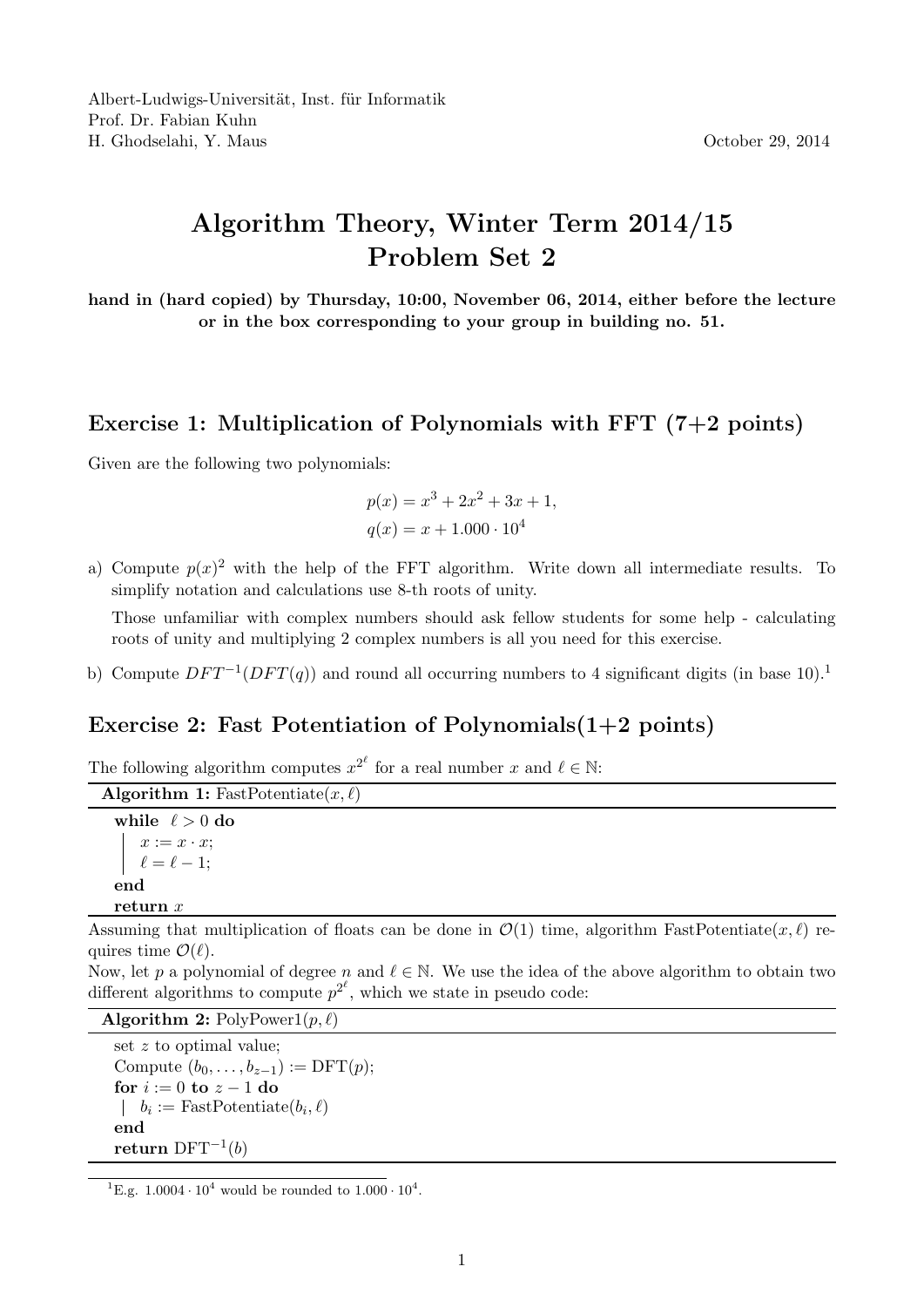Albert-Ludwigs-Universität, Inst. für Informatik
Prof. Dr. Fabian Kuhn
H. Ghodselahi, Y. Maus

October 29, 2014

# Algorithm Theory, Winter Term 2014/15
# Problem Set 2

**hand in (hard copied) by Thursday, 10:00, November 06, 2014, either before the lecture or in the box corresponding to your group in building no. 51.**

## Exercise 1: Multiplication of Polynomials with FFT (7+2 points)

Given are the following two polynomials:

$$p(x) = x^3 + 2x^2 + 3x + 1,$$
$$q(x) = x + 1.000 \cdot 10^4$$

a) Compute $p(x)^2$ with the help of the FFT algorithm. Write down all intermediate results. To simplify notation and calculations use 8-th roots of unity.

Those unfamiliar with complex numbers should ask fellow students for some help - calculating roots of unity and multiplying 2 complex numbers is all you need for this exercise.

b) Compute $DFT^{-1}(DFT(q))$ and round all occurring numbers to 4 significant digits (in base 10).[1]

## Exercise 2: Fast Potentiation of Polynomials(1+2 points)

The following algorithm computes $x^{2^\ell}$ for a real number $x$ and $\ell \in \mathbb{N}$:

**Algorithm 1:** FastPotentiate$(x, \ell)$

```
while ℓ > 0 do
    x := x · x;
    ℓ = ℓ − 1;
end
return x
```

Assuming that multiplication of floats can be done in $\mathcal{O}(1)$ time, algorithm FastPotentiate$(x, \ell)$ requires time $\mathcal{O}(\ell)$.

Now, let $p$ a polynomial of degree $n$ and $\ell \in \mathbb{N}$. We use the idea of the above algorithm to obtain two different algorithms to compute $p^{2^\ell}$, which we state in pseudo code:

**Algorithm 2:** PolyPower1$(p, \ell)$

```
set z to optimal value;
Compute (b_0, ..., b_{z−1}) := DFT(p);
for i := 0 to z − 1 do
    b_i := FastPotentiate(b_i, ℓ)
end
return DFT^{−1}(b)
```

[1] E.g. $1.0004 \cdot 10^4$ would be rounded to $1.000 \cdot 10^4$.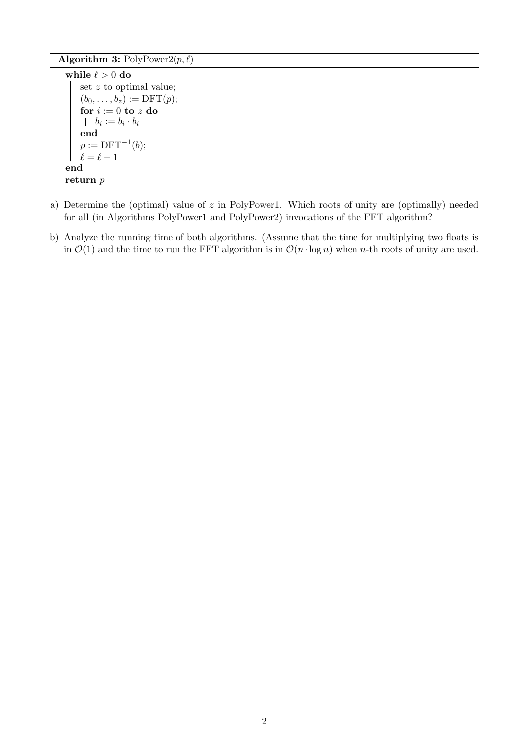**Algorithm 3:** PolyPower2($p, \ell$)

```
while ℓ > 0 do
    set z to optimal value;
    (b_0, ..., b_z) := DFT(p);
    for i := 0 to z do
        b_i := b_i · b_i
    end
    p := DFT^{-1}(b);
    ℓ = ℓ − 1
end
return p
```

a) Determine the (optimal) value of $z$ in PolyPower1. Which roots of unity are (optimally) needed for all (in Algorithms PolyPower1 and PolyPower2) invocations of the FFT algorithm?

b) Analyze the running time of both algorithms. (Assume that the time for multiplying two floats is in $\mathcal{O}(1)$ and the time to run the FFT algorithm is in $\mathcal{O}(n \cdot \log n)$ when $n$-th roots of unity are used.